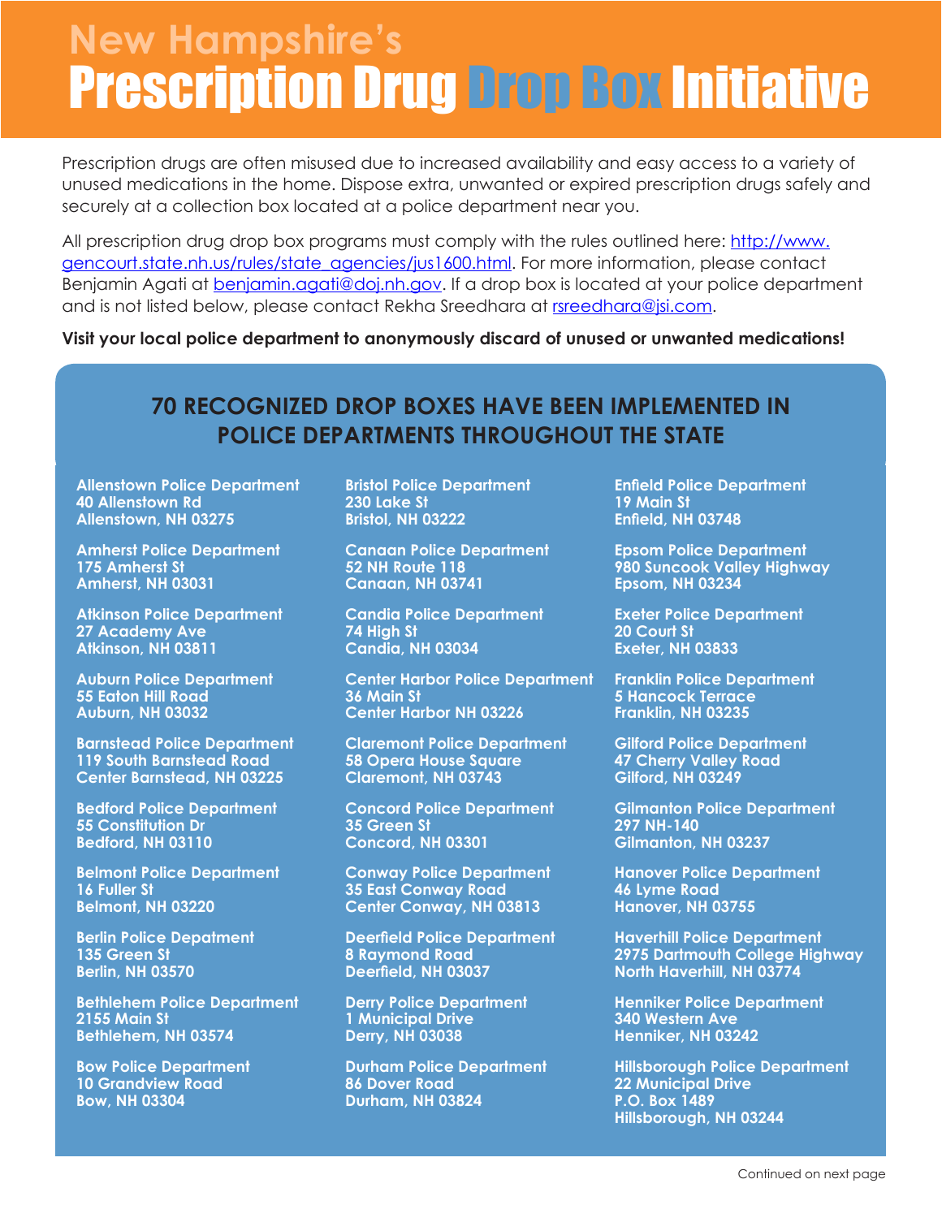# New Hampshire's Prescription Drug Drop Box Initiative

Prescription drugs are often misused due to increased availability and easy access to a variety of unused medications in the home. Dispose extra, unwanted or expired prescription drugs safely and securely at a collection box located at a police department near you.

All prescription drug drop box programs must comply with the rules outlined here: http://www.gencourt.state.nh.us/rules/state_agencies/jus1600.html. For more information, please contact Benjamin Agati at benjamin.agati@doj.nh.gov. If a drop box is located at your police department and is not listed below, please contact Rekha Sreedhara at rsreedhara@jsi.com.

**Visit your local police department to anonymously discard of unused or unwanted medications!**

## 70 RECOGNIZED DROP BOXES HAVE BEEN IMPLEMENTED IN POLICE DEPARTMENTS THROUGHOUT THE STATE

**Allenstown Police Department**
40 Allenstown Rd
Allenstown, NH 03275

**Amherst Police Department**
175 Amherst St
Amherst, NH 03031

**Atkinson Police Department**
27 Academy Ave
Atkinson, NH 03811

**Auburn Police Department**
55 Eaton Hill Road
Auburn, NH 03032

**Barnstead Police Department**
119 South Barnstead Road
Center Barnstead, NH 03225

**Bedford Police Department**
55 Constitution Dr
Bedford, NH 03110

**Belmont Police Department**
16 Fuller St
Belmont, NH 03220

**Berlin Police Depatment**
135 Green St
Berlin, NH 03570

**Bethlehem Police Department**
2155 Main St
Bethlehem, NH 03574

**Bow Police Department**
10 Grandview Road
Bow, NH 03304

**Bristol Police Department**
230 Lake St
Bristol, NH 03222

**Canaan Police Department**
52 NH Route 118
Canaan, NH 03741

**Candia Police Department**
74 High St
Candia, NH 03034

**Center Harbor Police Department**
36 Main St
Center Harbor NH 03226

**Claremont Police Department**
58 Opera House Square
Claremont, NH 03743

**Concord Police Department**
35 Green St
Concord, NH 03301

**Conway Police Department**
35 East Conway Road
Center Conway, NH 03813

**Deerfield Police Department**
8 Raymond Road
Deerfield, NH 03037

**Derry Police Department**
1 Municipal Drive
Derry, NH 03038

**Durham Police Department**
86 Dover Road
Durham, NH 03824

**Enfield Police Department**
19 Main St
Enfield, NH 03748

**Epsom Police Department**
980 Suncook Valley Highway
Epsom, NH 03234

**Exeter Police Department**
20 Court St
Exeter, NH 03833

**Franklin Police Department**
5 Hancock Terrace
Franklin, NH 03235

**Gilford Police Department**
47 Cherry Valley Road
Gilford, NH 03249

**Gilmanton Police Department**
297 NH-140
Gilmanton, NH 03237

**Hanover Police Department**
46 Lyme Road
Hanover, NH 03755

**Haverhill Police Department**
2975 Dartmouth College Highway
North Haverhill, NH 03774

**Henniker Police Department**
340 Western Ave
Henniker, NH 03242

**Hillsborough Police Department**
22 Municipal Drive
P.O. Box 1489
Hillsborough, NH 03244

Continued on next page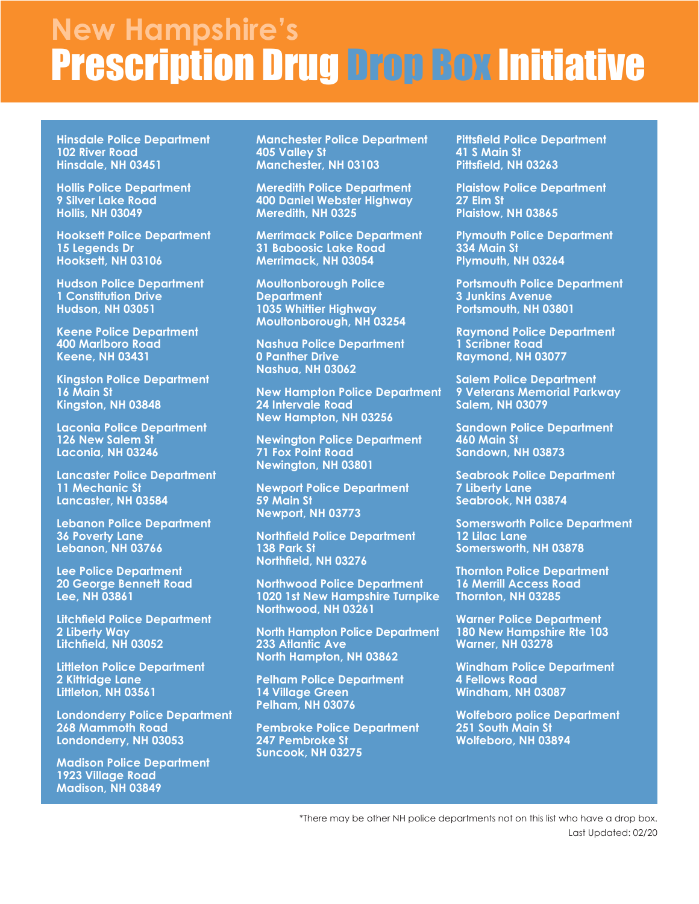# New Hampshire's Prescription Drug Drop Box Initiative

Hinsdale Police Department
102 River Road
Hinsdale, NH 03451

Hollis Police Department
9 Silver Lake Road
Hollis, NH 03049

Hooksett Police Department
15 Legends Dr
Hooksett, NH 03106

Hudson Police Department
1 Constitution Drive
Hudson, NH 03051

Keene Police Department
400 Marlboro Road
Keene, NH 03431

Kingston Police Department
16 Main St
Kingston, NH 03848

Laconia Police Department
126 New Salem St
Laconia, NH 03246

Lancaster Police Department
11 Mechanic St
Lancaster, NH 03584

Lebanon Police Department
36 Poverty Lane
Lebanon, NH 03766

Lee Police Department
20 George Bennett Road
Lee, NH 03861

Litchfield Police Department
2 Liberty Way
Litchfield, NH 03052

Littleton Police Department
2 Kittridge Lane
Littleton, NH 03561

Londonderry Police Department
268 Mammoth Road
Londonderry, NH 03053

Madison Police Department
1923 Village Road
Madison, NH 03849

Manchester Police Department
405 Valley St
Manchester, NH 03103

Meredith Police Department
400 Daniel Webster Highway
Meredith, NH 0325

Merrimack Police Department
31 Baboosic Lake Road
Merrimack, NH 03054

Moultonborough Police Department
1035 Whittier Highway
Moultonborough, NH 03254

Nashua Police Department
0 Panther Drive
Nashua, NH 03062

New Hampton Police Department
24 Intervale Road
New Hampton, NH 03256

Newington Police Department
71 Fox Point Road
Newington, NH 03801

Newport Police Department
59 Main St
Newport, NH 03773

Northfield Police Department
138 Park St
Northfield, NH 03276

Northwood Police Department
1020 1st New Hampshire Turnpike
Northwood, NH 03261

North Hampton Police Department
233 Atlantic Ave
North Hampton, NH 03862

Pelham Police Department
14 Village Green
Pelham, NH 03076

Pembroke Police Department
247 Pembroke St
Suncook, NH 03275

Pittsfield Police Department
41 S Main St
Pittsfield, NH 03263

Plaistow Police Department
27 Elm St
Plaistow, NH 03865

Plymouth Police Department
334 Main St
Plymouth, NH 03264

Portsmouth Police Department
3 Junkins Avenue
Portsmouth, NH 03801

Raymond Police Department
1 Scribner Road
Raymond, NH 03077

Salem Police Department
9 Veterans Memorial Parkway
Salem, NH 03079

Sandown Police Department
460 Main St
Sandown, NH 03873

Seabrook Police Department
7 Liberty Lane
Seabrook, NH 03874

Somersworth Police Department
12 Lilac Lane
Somersworth, NH 03878

Thornton Police Department
16 Merrill Access Road
Thornton, NH 03285

Warner Police Department
180 New Hampshire Rte 103
Warner, NH 03278

Windham Police Department
4 Fellows Road
Windham, NH 03087

Wolfeboro police Department
251 South Main St
Wolfeboro, NH 03894

*There may be other NH police departments not on this list who have a drop box.

Last Updated: 02/20